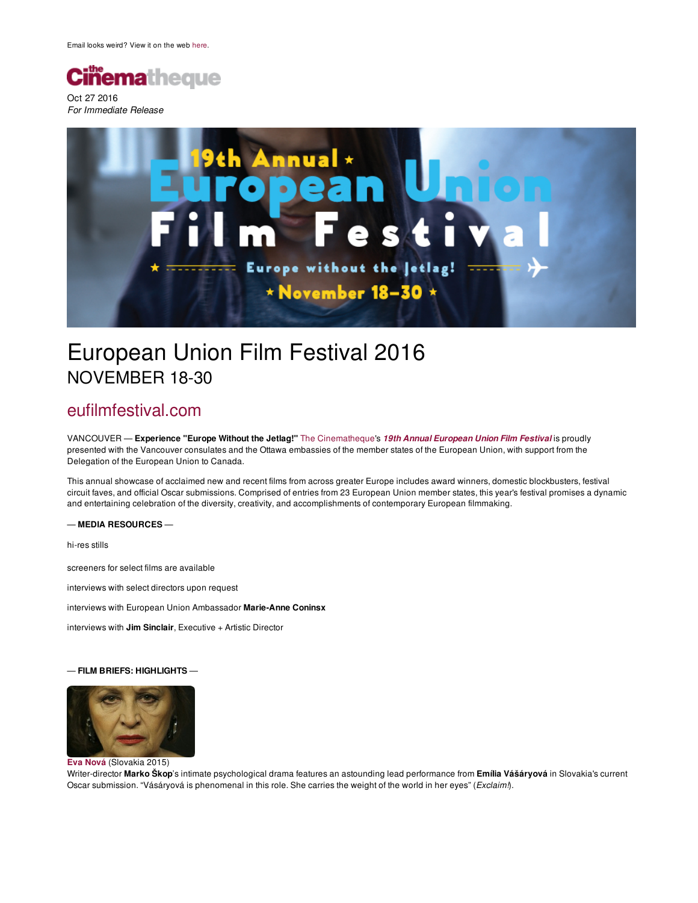Email looks weird? View it on the web here.

Oct 27 2016
*For Immediate Release*

# European Union Film Festival 2016
## NOVEMBER 18-30

## eufilmfestival.com

VANCOUVER — **Experience "Europe Without the Jetlag!"** The Cinematheque's ***19th Annual European Union Film Festival*** is proudly presented with the Vancouver consulates and the Ottawa embassies of the member states of the European Union, with support from the Delegation of the European Union to Canada.

This annual showcase of acclaimed new and recent films from across greater Europe includes award winners, domestic blockbusters, festival circuit faves, and official Oscar submissions. Comprised of entries from 23 European Union member states, this year's festival promises a dynamic and entertaining celebration of the diversity, creativity, and accomplishments of contemporary European filmmaking.

**— MEDIA RESOURCES —**

hi-res stills

screeners for select films are available

interviews with select directors upon request

interviews with European Union Ambassador **Marie-Anne Coninsx**

interviews with **Jim Sinclair**, Executive + Artistic Director

**— FILM BRIEFS: HIGHLIGHTS —**

**Eva Nová** (Slovakia 2015)
Writer-director **Marko Škop**'s intimate psychological drama features an astounding lead performance from **Emília Vášáryová** in Slovakia's current Oscar submission. "Vášáryová is phenomenal in this role. She carries the weight of the world in her eyes" (*Exclaim!*).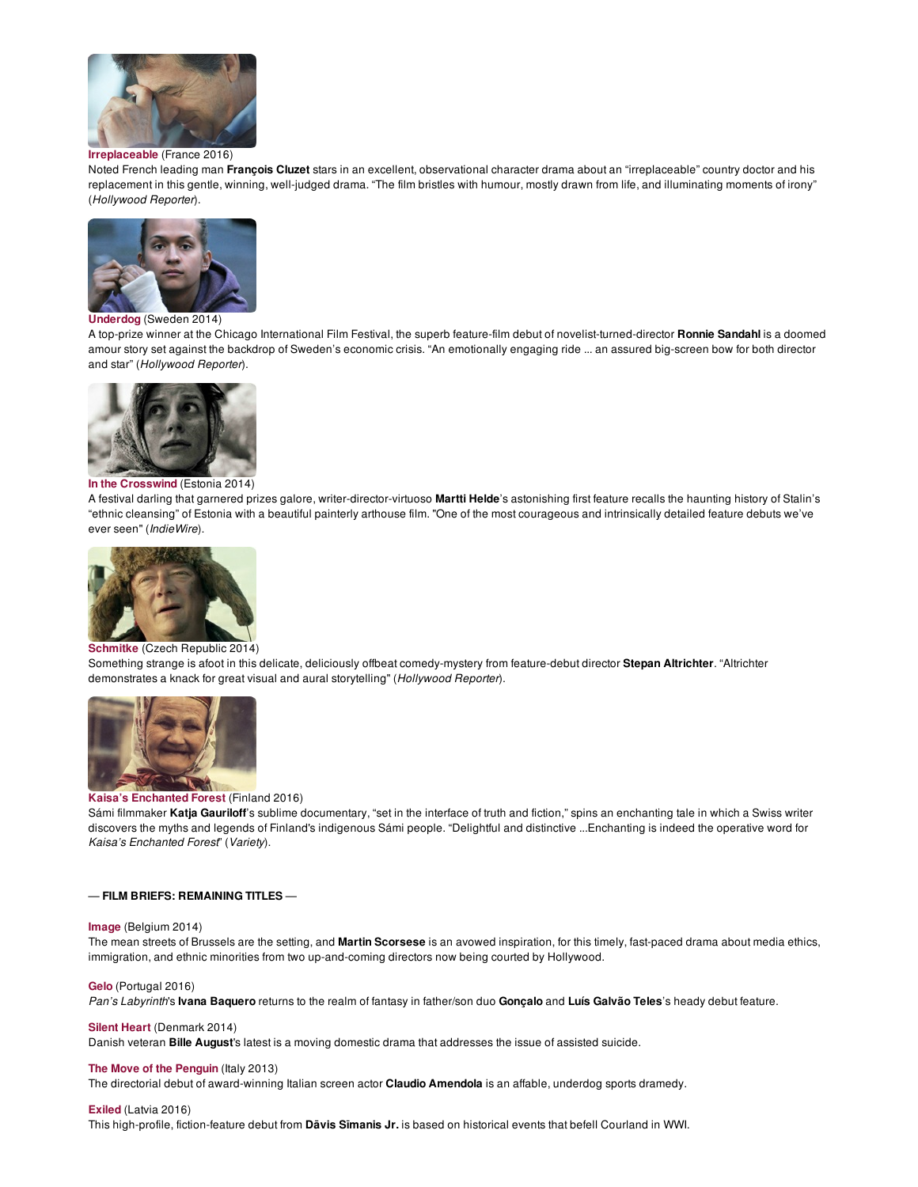**Irreplaceable** (France 2016)
Noted French leading man **François Cluzet** stars in an excellent, observational character drama about an "irreplaceable" country doctor and his replacement in this gentle, winning, well-judged drama. "The film bristles with humour, mostly drawn from life, and illuminating moments of irony" (*Hollywood Reporter*).

**Underdog** (Sweden 2014)
A top-prize winner at the Chicago International Film Festival, the superb feature-film debut of novelist-turned-director **Ronnie Sandahl** is a doomed amour story set against the backdrop of Sweden's economic crisis. "An emotionally engaging ride ... an assured big-screen bow for both director and star" (*Hollywood Reporter*).

**In the Crosswind** (Estonia 2014)
A festival darling that garnered prizes galore, writer-director-virtuoso **Martti Helde**'s astonishing first feature recalls the haunting history of Stalin's "ethnic cleansing" of Estonia with a beautiful painterly arthouse film. "One of the most courageous and intrinsically detailed feature debuts we've ever seen" (*IndieWire*).

**Schmitke** (Czech Republic 2014)
Something strange is afoot in this delicate, deliciously offbeat comedy-mystery from feature-debut director **Stepan Altrichter**. "Altrichter demonstrates a knack for great visual and aural storytelling" (*Hollywood Reporter*).

**Kaisa's Enchanted Forest** (Finland 2016)
Sámi filmmaker **Katja Gauriloff**'s sublime documentary, "set in the interface of truth and fiction," spins an enchanting tale in which a Swiss writer discovers the myths and legends of Finland's indigenous Sámi people. "Delightful and distinctive ...Enchanting is indeed the operative word for *Kaisa's Enchanted Forest*" (*Variety*).

**— FILM BRIEFS: REMAINING TITLES —**

**Image** (Belgium 2014)
The mean streets of Brussels are the setting, and **Martin Scorsese** is an avowed inspiration, for this timely, fast-paced drama about media ethics, immigration, and ethnic minorities from two up-and-coming directors now being courted by Hollywood.

**Gelo** (Portugal 2016)
*Pan's Labyrinth*'s **Ivana Baquero** returns to the realm of fantasy in father/son duo **Gonçalo** and **Luís Galvão Teles**'s heady debut feature.

**Silent Heart** (Denmark 2014)
Danish veteran **Bille August**'s latest is a moving domestic drama that addresses the issue of assisted suicide.

**The Move of the Penguin** (Italy 2013)
The directorial debut of award-winning Italian screen actor **Claudio Amendola** is an affable, underdog sports dramedy.

**Exiled** (Latvia 2016)
This high-profile, fiction-feature debut from **Dāvis Sīmanis Jr.** is based on historical events that befell Courland in WWI.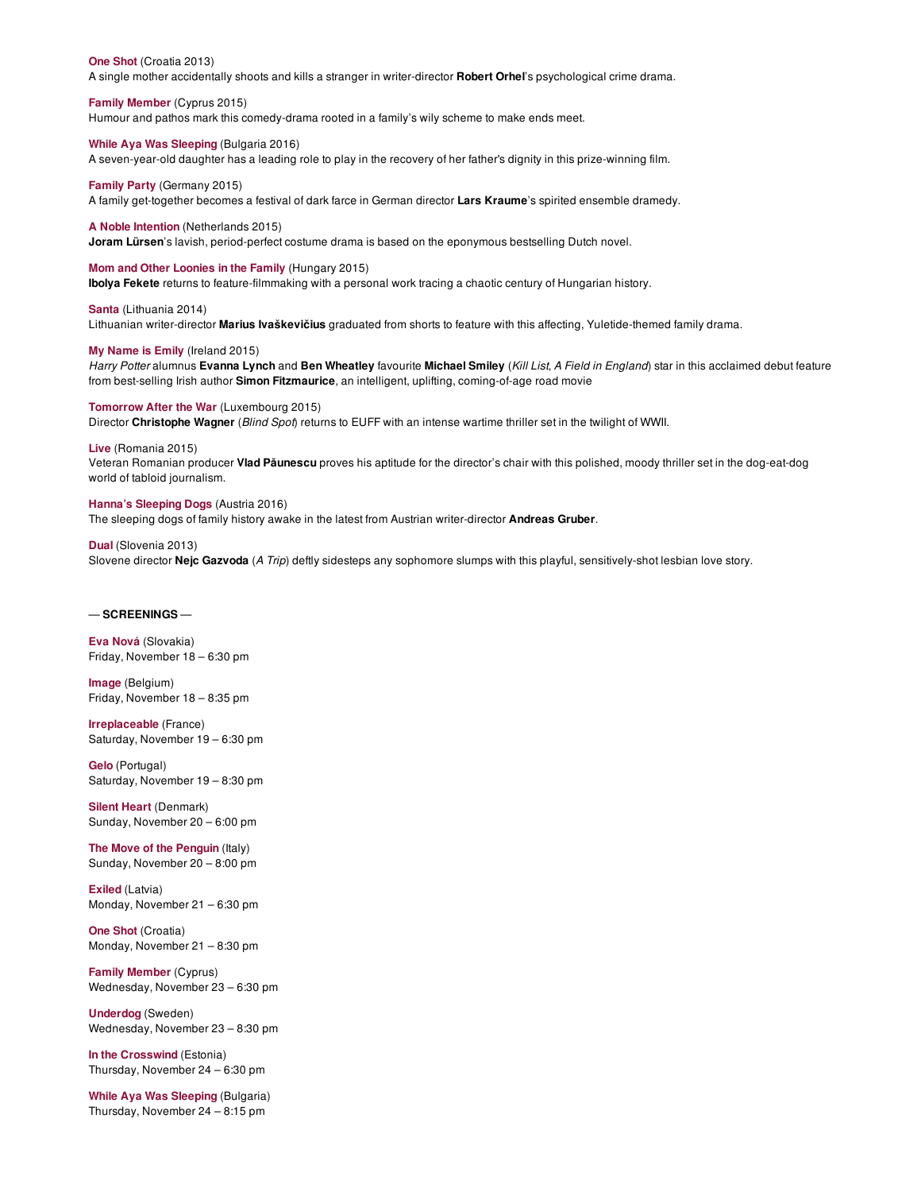**One Shot** (Croatia 2013)
A single mother accidentally shoots and kills a stranger in writer-director **Robert Orhel**'s psychological crime drama.

**Family Member** (Cyprus 2015)
Humour and pathos mark this comedy-drama rooted in a family's wily scheme to make ends meet.

**While Aya Was Sleeping** (Bulgaria 2016)
A seven-year-old daughter has a leading role to play in the recovery of her father's dignity in this prize-winning film.

**Family Party** (Germany 2015)
A family get-together becomes a festival of dark farce in German director **Lars Kraume**'s spirited ensemble dramedy.

**A Noble Intention** (Netherlands 2015)
**Joram Lürsen**'s lavish, period-perfect costume drama is based on the eponymous bestselling Dutch novel.

**Mom and Other Loonies in the Family** (Hungary 2015)
**Ibolya Fekete** returns to feature-filmmaking with a personal work tracing a chaotic century of Hungarian history.

**Santa** (Lithuania 2014)
Lithuanian writer-director **Marius Ivaškevičius** graduated from shorts to feature with this affecting, Yuletide-themed family drama.

**My Name is Emily** (Ireland 2015)
*Harry Potter* alumnus **Evanna Lynch** and **Ben Wheatley** favourite **Michael Smiley** (*Kill List*, *A Field in England*) star in this acclaimed debut feature from best-selling Irish author **Simon Fitzmaurice**, an intelligent, uplifting, coming-of-age road movie

**Tomorrow After the War** (Luxembourg 2015)
Director **Christophe Wagner** (*Blind Spot*) returns to EUFF with an intense wartime thriller set in the twilight of WWII.

**Live** (Romania 2015)
Veteran Romanian producer **Vlad Păunescu** proves his aptitude for the director's chair with this polished, moody thriller set in the dog-eat-dog world of tabloid journalism.

**Hanna's Sleeping Dogs** (Austria 2016)
The sleeping dogs of family history awake in the latest from Austrian writer-director **Andreas Gruber**.

**Dual** (Slovenia 2013)
Slovene director **Nejc Gazvoda** (*A Trip*) deftly sidesteps any sophomore slumps with this playful, sensitively-shot lesbian love story.

**— SCREENINGS —**

**Eva Nová** (Slovakia)
Friday, November 18 – 6:30 pm

**Image** (Belgium)
Friday, November 18 – 8:35 pm

**Irreplaceable** (France)
Saturday, November 19 – 6:30 pm

**Gelo** (Portugal)
Saturday, November 19 – 8:30 pm

**Silent Heart** (Denmark)
Sunday, November 20 – 6:00 pm

**The Move of the Penguin** (Italy)
Sunday, November 20 – 8:00 pm

**Exiled** (Latvia)
Monday, November 21 – 6:30 pm

**One Shot** (Croatia)
Monday, November 21 – 8:30 pm

**Family Member** (Cyprus)
Wednesday, November 23 – 6:30 pm

**Underdog** (Sweden)
Wednesday, November 23 – 8:30 pm

**In the Crosswind** (Estonia)
Thursday, November 24 – 6:30 pm

**While Aya Was Sleeping** (Bulgaria)
Thursday, November 24 – 8:15 pm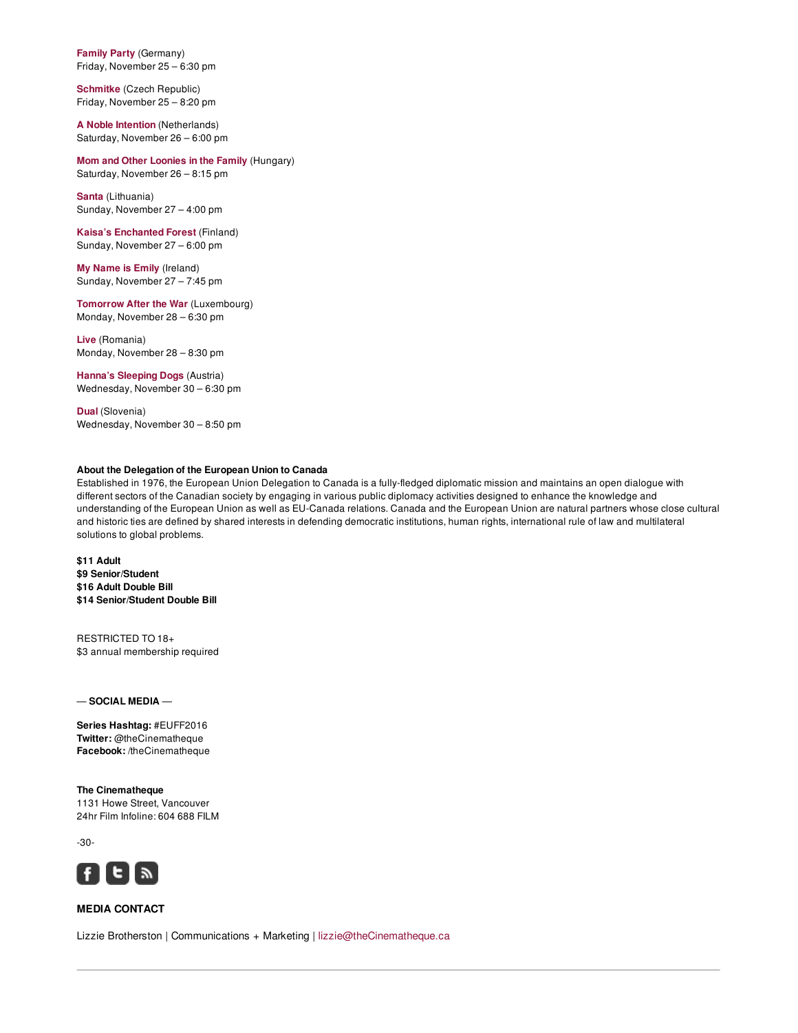**Family Party** (Germany)
Friday, November 25 – 6:30 pm

**Schmitke** (Czech Republic)
Friday, November 25 – 8:20 pm

**A Noble Intention** (Netherlands)
Saturday, November 26 – 6:00 pm

**Mom and Other Loonies in the Family** (Hungary)
Saturday, November 26 – 8:15 pm

**Santa** (Lithuania)
Sunday, November 27 – 4:00 pm

**Kaisa's Enchanted Forest** (Finland)
Sunday, November 27 – 6:00 pm

**My Name is Emily** (Ireland)
Sunday, November 27 – 7:45 pm

**Tomorrow After the War** (Luxembourg)
Monday, November 28 – 6:30 pm

**Live** (Romania)
Monday, November 28 – 8:30 pm

**Hanna's Sleeping Dogs** (Austria)
Wednesday, November 30 – 6:30 pm

**Dual** (Slovenia)
Wednesday, November 30 – 8:50 pm

**About the Delegation of the European Union to Canada**
Established in 1976, the European Union Delegation to Canada is a fully-fledged diplomatic mission and maintains an open dialogue with different sectors of the Canadian society by engaging in various public diplomacy activities designed to enhance the knowledge and understanding of the European Union as well as EU-Canada relations. Canada and the European Union are natural partners whose close cultural and historic ties are defined by shared interests in defending democratic institutions, human rights, international rule of law and multilateral solutions to global problems.

**$11 Adult**
**$9 Senior/Student**
**$16 Adult Double Bill**
**$14 Senior/Student Double Bill**

RESTRICTED TO 18+
$3 annual membership required

— **SOCIAL MEDIA** —

**Series Hashtag:** #EUFF2016
**Twitter:** @theCinematheque
**Facebook:** /theCinematheque

**The Cinematheque**
1131 Howe Street, Vancouver
24hr Film Infoline: 604 688 FILM

-30-

**MEDIA CONTACT**

Lizzie Brotherston | Communications + Marketing | lizzie@theCinematheque.ca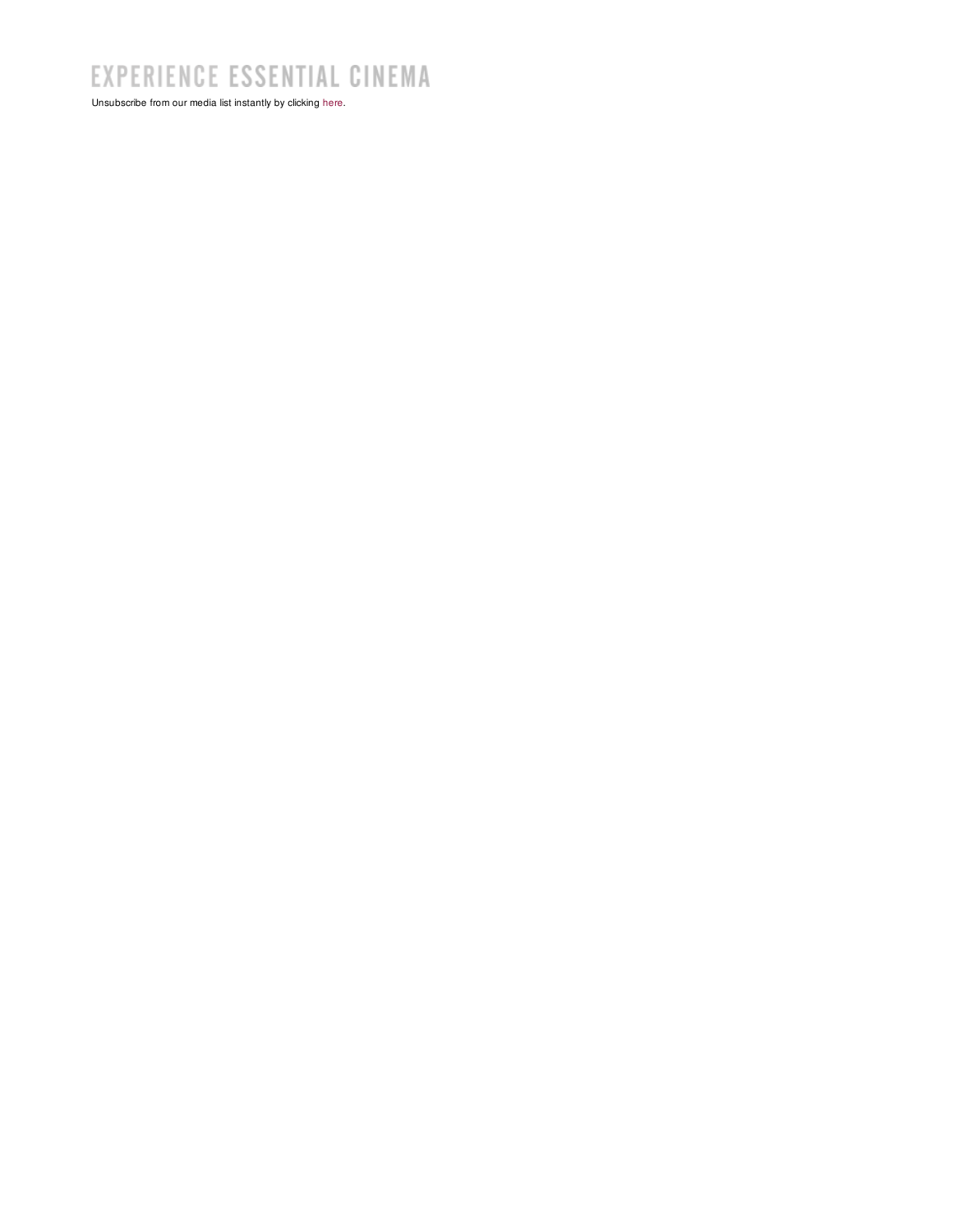EXPERIENCE ESSENTIAL CINEMA

Unsubscribe from our media list instantly by clicking here.